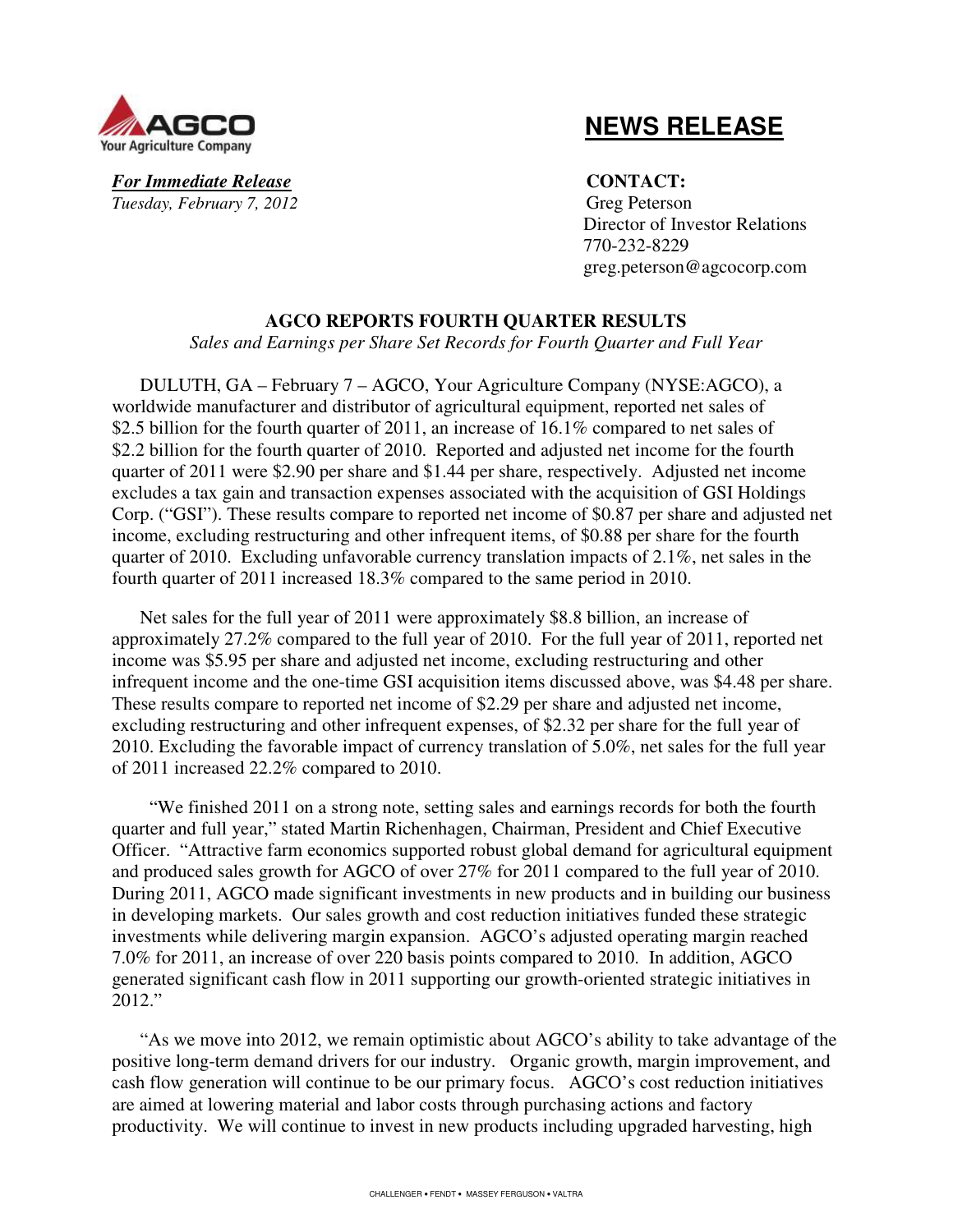AGCO
Your Agriculture Company

# NEWS RELEASE

***For Immediate Release***
*Tuesday, February 7, 2012*

**CONTACT:**
Greg Peterson
Director of Investor Relations
770-232-8229
greg.peterson@agcocorp.com

## AGCO REPORTS FOURTH QUARTER RESULTS

*Sales and Earnings per Share Set Records for Fourth Quarter and Full Year*

DULUTH, GA – February 7 – AGCO, Your Agriculture Company (NYSE:AGCO), a worldwide manufacturer and distributor of agricultural equipment, reported net sales of $2.5 billion for the fourth quarter of 2011, an increase of 16.1% compared to net sales of $2.2 billion for the fourth quarter of 2010. Reported and adjusted net income for the fourth quarter of 2011 were $2.90 per share and $1.44 per share, respectively. Adjusted net income excludes a tax gain and transaction expenses associated with the acquisition of GSI Holdings Corp. ("GSI"). These results compare to reported net income of $0.87 per share and adjusted net income, excluding restructuring and other infrequent items, of $0.88 per share for the fourth quarter of 2010. Excluding unfavorable currency translation impacts of 2.1%, net sales in the fourth quarter of 2011 increased 18.3% compared to the same period in 2010.

Net sales for the full year of 2011 were approximately $8.8 billion, an increase of approximately 27.2% compared to the full year of 2010. For the full year of 2011, reported net income was $5.95 per share and adjusted net income, excluding restructuring and other infrequent income and the one-time GSI acquisition items discussed above, was $4.48 per share. These results compare to reported net income of $2.29 per share and adjusted net income, excluding restructuring and other infrequent expenses, of $2.32 per share for the full year of 2010. Excluding the favorable impact of currency translation of 5.0%, net sales for the full year of 2011 increased 22.2% compared to 2010.

"We finished 2011 on a strong note, setting sales and earnings records for both the fourth quarter and full year," stated Martin Richenhagen, Chairman, President and Chief Executive Officer. "Attractive farm economics supported robust global demand for agricultural equipment and produced sales growth for AGCO of over 27% for 2011 compared to the full year of 2010. During 2011, AGCO made significant investments in new products and in building our business in developing markets. Our sales growth and cost reduction initiatives funded these strategic investments while delivering margin expansion. AGCO's adjusted operating margin reached 7.0% for 2011, an increase of over 220 basis points compared to 2010. In addition, AGCO generated significant cash flow in 2011 supporting our growth-oriented strategic initiatives in 2012."

"As we move into 2012, we remain optimistic about AGCO's ability to take advantage of the positive long-term demand drivers for our industry. Organic growth, margin improvement, and cash flow generation will continue to be our primary focus. AGCO's cost reduction initiatives are aimed at lowering material and labor costs through purchasing actions and factory productivity. We will continue to invest in new products including upgraded harvesting, high

CHALLENGER • FENDT • MASSEY FERGUSON • VALTRA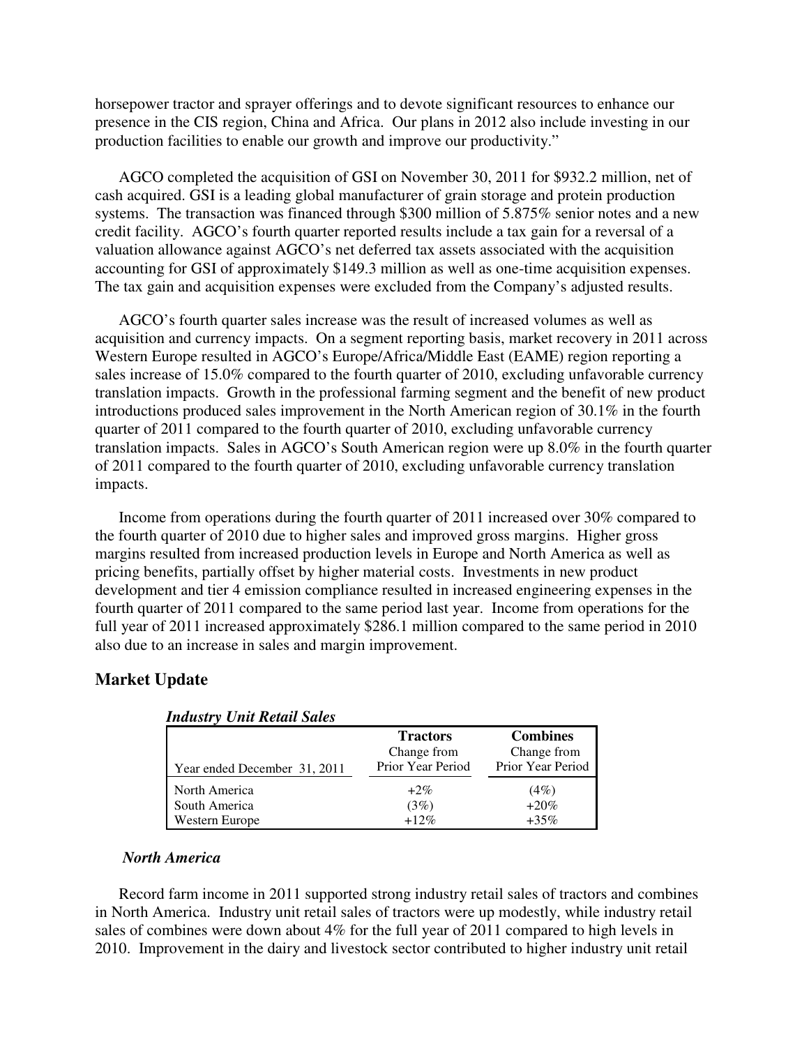horsepower tractor and sprayer offerings and to devote significant resources to enhance our presence in the CIS region, China and Africa. Our plans in 2012 also include investing in our production facilities to enable our growth and improve our productivity."

AGCO completed the acquisition of GSI on November 30, 2011 for $932.2 million, net of cash acquired. GSI is a leading global manufacturer of grain storage and protein production systems. The transaction was financed through $300 million of 5.875% senior notes and a new credit facility. AGCO's fourth quarter reported results include a tax gain for a reversal of a valuation allowance against AGCO's net deferred tax assets associated with the acquisition accounting for GSI of approximately $149.3 million as well as one-time acquisition expenses. The tax gain and acquisition expenses were excluded from the Company's adjusted results.

AGCO's fourth quarter sales increase was the result of increased volumes as well as acquisition and currency impacts. On a segment reporting basis, market recovery in 2011 across Western Europe resulted in AGCO's Europe/Africa/Middle East (EAME) region reporting a sales increase of 15.0% compared to the fourth quarter of 2010, excluding unfavorable currency translation impacts. Growth in the professional farming segment and the benefit of new product introductions produced sales improvement in the North American region of 30.1% in the fourth quarter of 2011 compared to the fourth quarter of 2010, excluding unfavorable currency translation impacts. Sales in AGCO's South American region were up 8.0% in the fourth quarter of 2011 compared to the fourth quarter of 2010, excluding unfavorable currency translation impacts.

Income from operations during the fourth quarter of 2011 increased over 30% compared to the fourth quarter of 2010 due to higher sales and improved gross margins. Higher gross margins resulted from increased production levels in Europe and North America as well as pricing benefits, partially offset by higher material costs. Investments in new product development and tier 4 emission compliance resulted in increased engineering expenses in the fourth quarter of 2011 compared to the same period last year. Income from operations for the full year of 2011 increased approximately $286.1 million compared to the same period in 2010 also due to an increase in sales and margin improvement.

## Market Update

***Industry Unit Retail Sales***

| Year ended December 31, 2011 | Tractors Change from Prior Year Period | Combines Change from Prior Year Period |
|---|---|---|
| North America | +2% | (4%) |
| South America | (3%) | +20% |
| Western Europe | +12% | +35% |

***North America***

Record farm income in 2011 supported strong industry retail sales of tractors and combines in North America. Industry unit retail sales of tractors were up modestly, while industry retail sales of combines were down about 4% for the full year of 2011 compared to high levels in 2010. Improvement in the dairy and livestock sector contributed to higher industry unit retail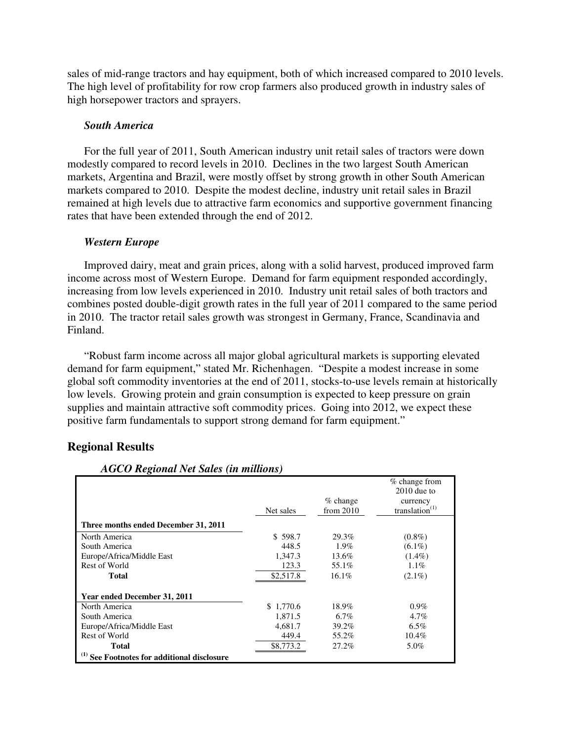sales of mid-range tractors and hay equipment, both of which increased compared to 2010 levels. The high level of profitability for row crop farmers also produced growth in industry sales of high horsepower tractors and sprayers.

### *South America*

For the full year of 2011, South American industry unit retail sales of tractors were down modestly compared to record levels in 2010. Declines in the two largest South American markets, Argentina and Brazil, were mostly offset by strong growth in other South American markets compared to 2010. Despite the modest decline, industry unit retail sales in Brazil remained at high levels due to attractive farm economics and supportive government financing rates that have been extended through the end of 2012.

### *Western Europe*

Improved dairy, meat and grain prices, along with a solid harvest, produced improved farm income across most of Western Europe. Demand for farm equipment responded accordingly, increasing from low levels experienced in 2010. Industry unit retail sales of both tractors and combines posted double-digit growth rates in the full year of 2011 compared to the same period in 2010. The tractor retail sales growth was strongest in Germany, France, Scandinavia and Finland.

"Robust farm income across all major global agricultural markets is supporting elevated demand for farm equipment," stated Mr. Richenhagen. "Despite a modest increase in some global soft commodity inventories at the end of 2011, stocks-to-use levels remain at historically low levels. Growing protein and grain consumption is expected to keep pressure on grain supplies and maintain attractive soft commodity prices. Going into 2012, we expect these positive farm fundamentals to support strong demand for farm equipment."

## Regional Results

***AGCO Regional Net Sales (in millions)***

| | Net sales | % change from 2010 | % change from 2010 due to currency translation[(1)] |
|---|---|---|---|
| **Three months ended December 31, 2011** | | | |
| North America | $ 598.7 | 29.3% | (0.8%) |
| South America | 448.5 | 1.9% | (6.1%) |
| Europe/Africa/Middle East | 1,347.3 | 13.6% | (1.4%) |
| Rest of World | 123.3 | 55.1% | 1.1% |
| **Total** | $2,517.8 | 16.1% | (2.1%) |
| **Year ended December 31, 2011** | | | |
| North America | $ 1,770.6 | 18.9% | 0.9% |
| South America | 1,871.5 | 6.7% | 4.7% |
| Europe/Africa/Middle East | 4,681.7 | 39.2% | 6.5% |
| Rest of World | 449.4 | 55.2% | 10.4% |
| **Total** | $8,773.2 | 27.2% | 5.0% |

**[(1)] See Footnotes for additional disclosure**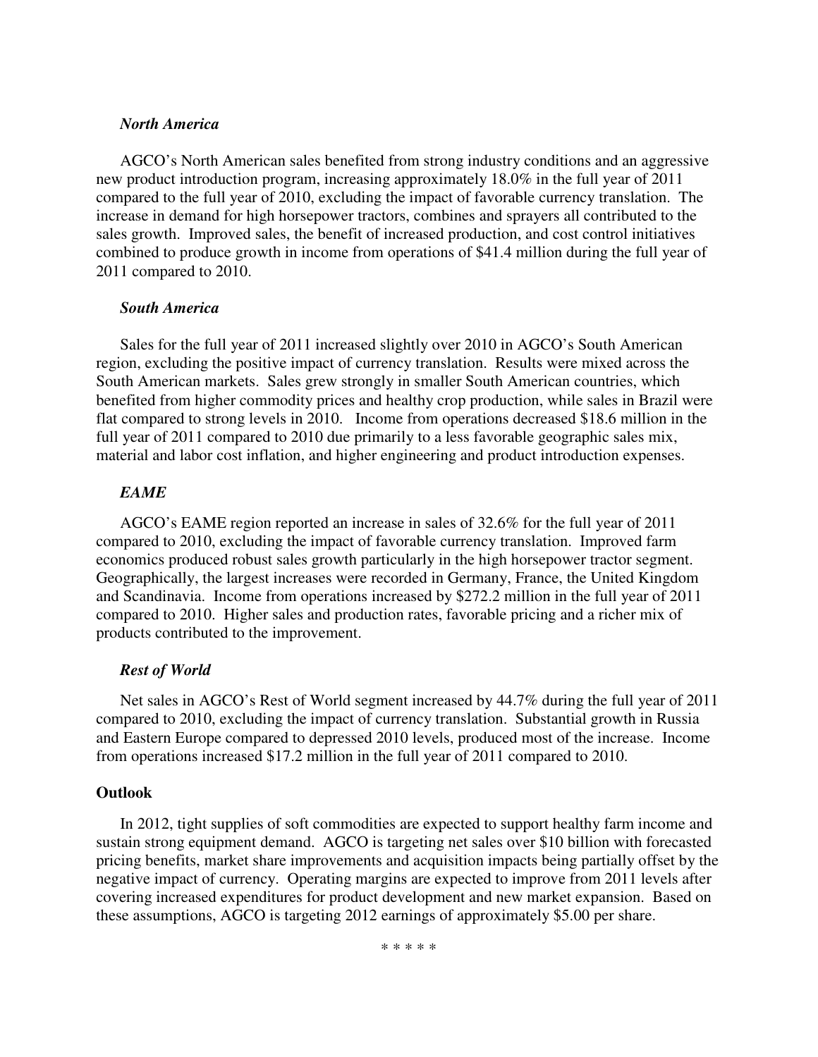***North America***

AGCO's North American sales benefited from strong industry conditions and an aggressive new product introduction program, increasing approximately 18.0% in the full year of 2011 compared to the full year of 2010, excluding the impact of favorable currency translation. The increase in demand for high horsepower tractors, combines and sprayers all contributed to the sales growth. Improved sales, the benefit of increased production, and cost control initiatives combined to produce growth in income from operations of $41.4 million during the full year of 2011 compared to 2010.

***South America***

Sales for the full year of 2011 increased slightly over 2010 in AGCO's South American region, excluding the positive impact of currency translation. Results were mixed across the South American markets. Sales grew strongly in smaller South American countries, which benefited from higher commodity prices and healthy crop production, while sales in Brazil were flat compared to strong levels in 2010. Income from operations decreased $18.6 million in the full year of 2011 compared to 2010 due primarily to a less favorable geographic sales mix, material and labor cost inflation, and higher engineering and product introduction expenses.

***EAME***

AGCO's EAME region reported an increase in sales of 32.6% for the full year of 2011 compared to 2010, excluding the impact of favorable currency translation. Improved farm economics produced robust sales growth particularly in the high horsepower tractor segment. Geographically, the largest increases were recorded in Germany, France, the United Kingdom and Scandinavia. Income from operations increased by $272.2 million in the full year of 2011 compared to 2010. Higher sales and production rates, favorable pricing and a richer mix of products contributed to the improvement.

***Rest of World***

Net sales in AGCO's Rest of World segment increased by 44.7% during the full year of 2011 compared to 2010, excluding the impact of currency translation. Substantial growth in Russia and Eastern Europe compared to depressed 2010 levels, produced most of the increase. Income from operations increased $17.2 million in the full year of 2011 compared to 2010.

**Outlook**

In 2012, tight supplies of soft commodities are expected to support healthy farm income and sustain strong equipment demand. AGCO is targeting net sales over $10 billion with forecasted pricing benefits, market share improvements and acquisition impacts being partially offset by the negative impact of currency. Operating margins are expected to improve from 2011 levels after covering increased expenditures for product development and new market expansion. Based on these assumptions, AGCO is targeting 2012 earnings of approximately $5.00 per share.

\* \* \* \* \*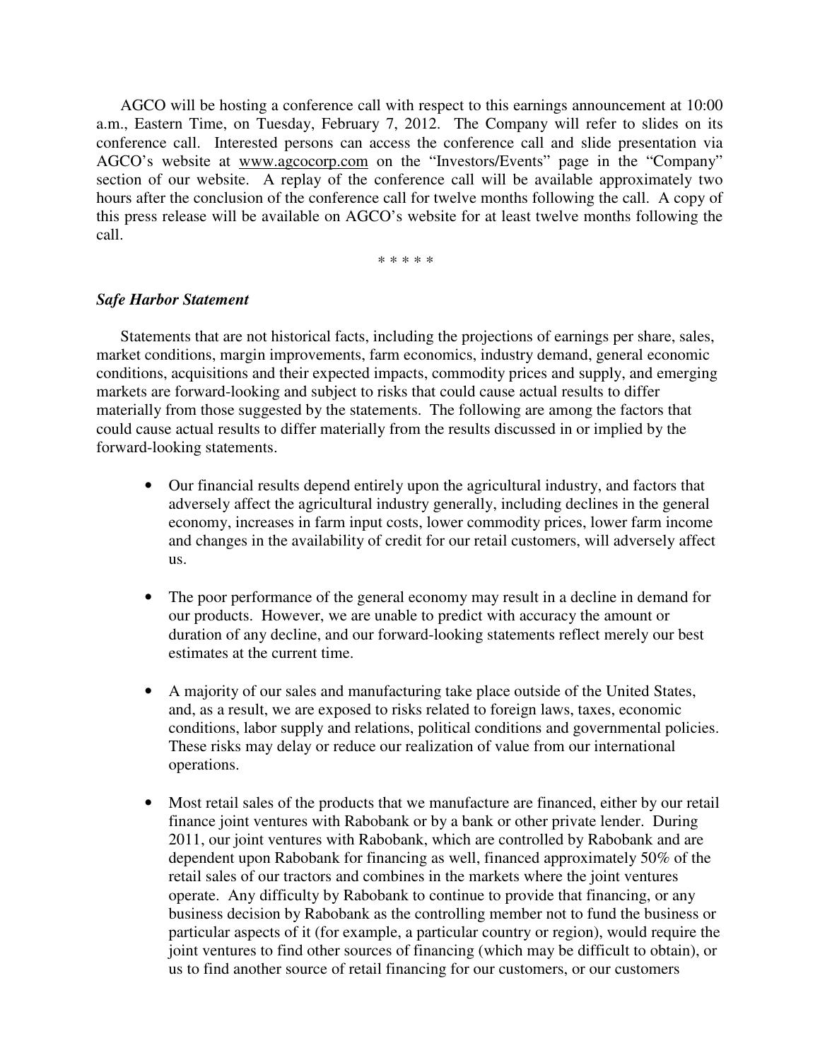AGCO will be hosting a conference call with respect to this earnings announcement at 10:00 a.m., Eastern Time, on Tuesday, February 7, 2012. The Company will refer to slides on its conference call. Interested persons can access the conference call and slide presentation via AGCO's website at www.agcocorp.com on the "Investors/Events" page in the "Company" section of our website. A replay of the conference call will be available approximately two hours after the conclusion of the conference call for twelve months following the call. A copy of this press release will be available on AGCO's website for at least twelve months following the call.

\* \* \* \* \*

***Safe Harbor Statement***

Statements that are not historical facts, including the projections of earnings per share, sales, market conditions, margin improvements, farm economics, industry demand, general economic conditions, acquisitions and their expected impacts, commodity prices and supply, and emerging markets are forward-looking and subject to risks that could cause actual results to differ materially from those suggested by the statements. The following are among the factors that could cause actual results to differ materially from the results discussed in or implied by the forward-looking statements.

- Our financial results depend entirely upon the agricultural industry, and factors that adversely affect the agricultural industry generally, including declines in the general economy, increases in farm input costs, lower commodity prices, lower farm income and changes in the availability of credit for our retail customers, will adversely affect us.

- The poor performance of the general economy may result in a decline in demand for our products. However, we are unable to predict with accuracy the amount or duration of any decline, and our forward-looking statements reflect merely our best estimates at the current time.

- A majority of our sales and manufacturing take place outside of the United States, and, as a result, we are exposed to risks related to foreign laws, taxes, economic conditions, labor supply and relations, political conditions and governmental policies. These risks may delay or reduce our realization of value from our international operations.

- Most retail sales of the products that we manufacture are financed, either by our retail finance joint ventures with Rabobank or by a bank or other private lender. During 2011, our joint ventures with Rabobank, which are controlled by Rabobank and are dependent upon Rabobank for financing as well, financed approximately 50% of the retail sales of our tractors and combines in the markets where the joint ventures operate. Any difficulty by Rabobank to continue to provide that financing, or any business decision by Rabobank as the controlling member not to fund the business or particular aspects of it (for example, a particular country or region), would require the joint ventures to find other sources of financing (which may be difficult to obtain), or us to find another source of retail financing for our customers, or our customers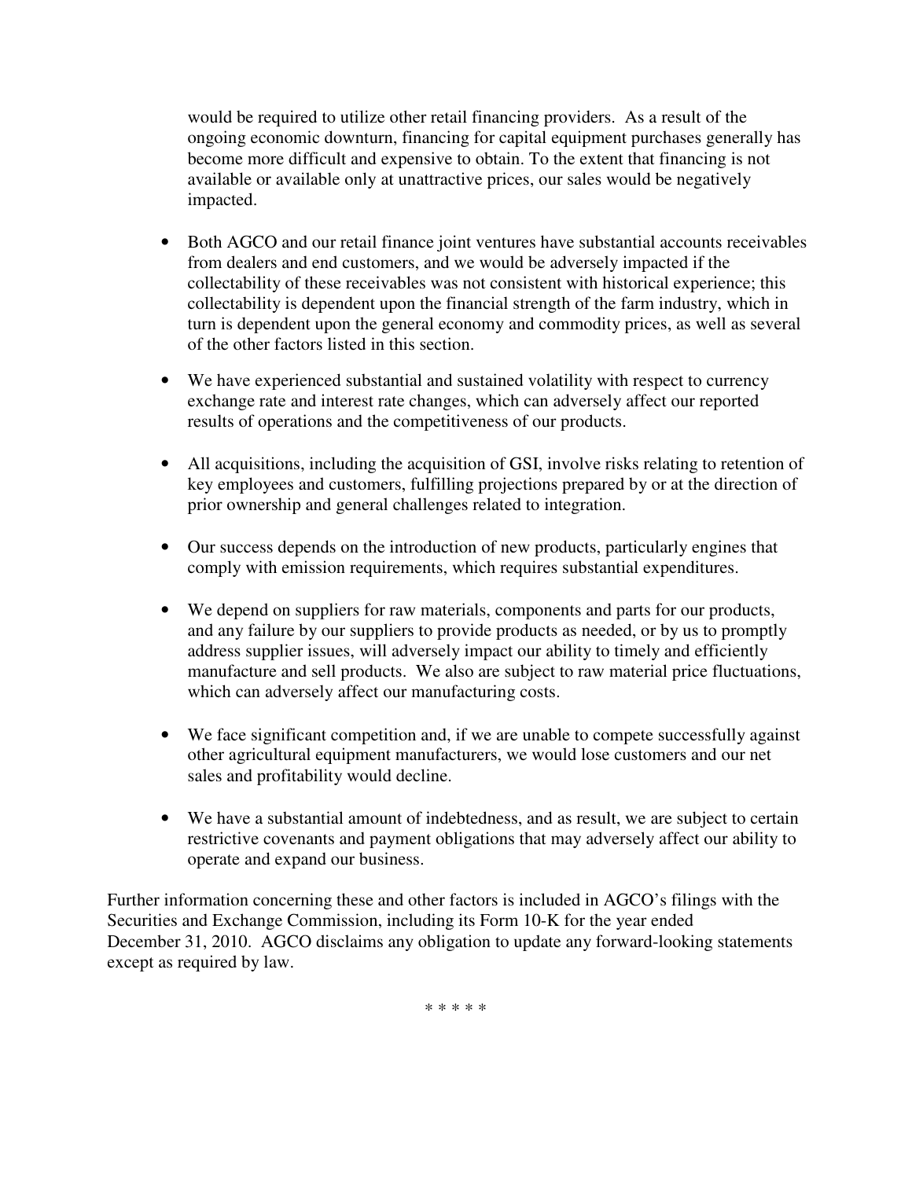would be required to utilize other retail financing providers. As a result of the ongoing economic downturn, financing for capital equipment purchases generally has become more difficult and expensive to obtain. To the extent that financing is not available or available only at unattractive prices, our sales would be negatively impacted.

- Both AGCO and our retail finance joint ventures have substantial accounts receivables from dealers and end customers, and we would be adversely impacted if the collectability of these receivables was not consistent with historical experience; this collectability is dependent upon the financial strength of the farm industry, which in turn is dependent upon the general economy and commodity prices, as well as several of the other factors listed in this section.

- We have experienced substantial and sustained volatility with respect to currency exchange rate and interest rate changes, which can adversely affect our reported results of operations and the competitiveness of our products.

- All acquisitions, including the acquisition of GSI, involve risks relating to retention of key employees and customers, fulfilling projections prepared by or at the direction of prior ownership and general challenges related to integration.

- Our success depends on the introduction of new products, particularly engines that comply with emission requirements, which requires substantial expenditures.

- We depend on suppliers for raw materials, components and parts for our products, and any failure by our suppliers to provide products as needed, or by us to promptly address supplier issues, will adversely impact our ability to timely and efficiently manufacture and sell products. We also are subject to raw material price fluctuations, which can adversely affect our manufacturing costs.

- We face significant competition and, if we are unable to compete successfully against other agricultural equipment manufacturers, we would lose customers and our net sales and profitability would decline.

- We have a substantial amount of indebtedness, and as result, we are subject to certain restrictive covenants and payment obligations that may adversely affect our ability to operate and expand our business.

Further information concerning these and other factors is included in AGCO's filings with the Securities and Exchange Commission, including its Form 10-K for the year ended December 31, 2010. AGCO disclaims any obligation to update any forward-looking statements except as required by law.

\* \* \* \* \*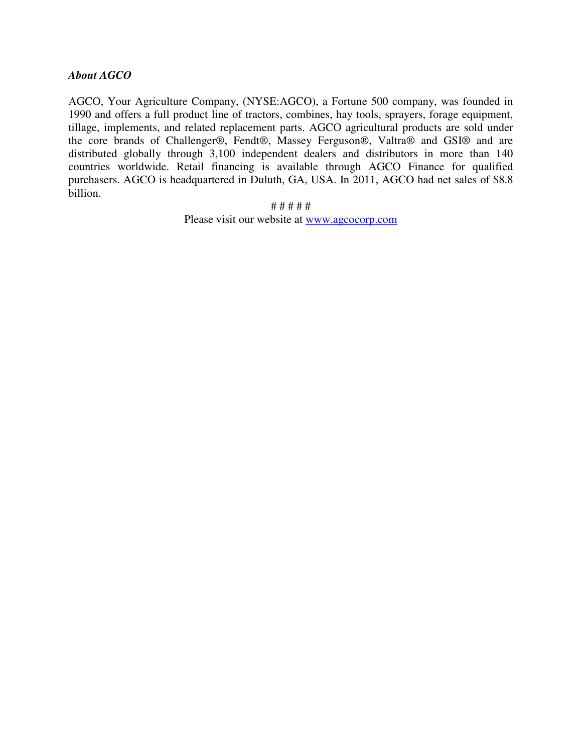*About AGCO*

AGCO, Your Agriculture Company, (NYSE:AGCO), a Fortune 500 company, was founded in 1990 and offers a full product line of tractors, combines, hay tools, sprayers, forage equipment, tillage, implements, and related replacement parts. AGCO agricultural products are sold under the core brands of Challenger®, Fendt®, Massey Ferguson®, Valtra® and GSI® and are distributed globally through 3,100 independent dealers and distributors in more than 140 countries worldwide. Retail financing is available through AGCO Finance for qualified purchasers. AGCO is headquartered in Duluth, GA, USA. In 2011, AGCO had net sales of $8.8 billion.

# # # # #

Please visit our website at www.agcocorp.com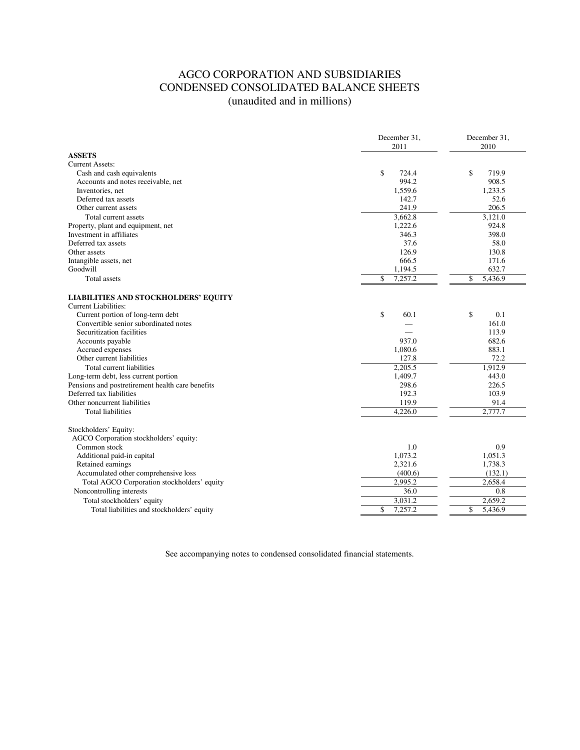# AGCO CORPORATION AND SUBSIDIARIES
# CONDENSED CONSOLIDATED BALANCE SHEETS
(unaudited and in millions)

| | December 31, 2011 | December 31, 2010 |
|---|---|---|
| **ASSETS** | | |
| Current Assets: | | |
| Cash and cash equivalents | $ 724.4 | $ 719.9 |
| Accounts and notes receivable, net | 994.2 | 908.5 |
| Inventories, net | 1,559.6 | 1,233.5 |
| Deferred tax assets | 142.7 | 52.6 |
| Other current assets | 241.9 | 206.5 |
| Total current assets | 3,662.8 | 3,121.0 |
| Property, plant and equipment, net | 1,222.6 | 924.8 |
| Investment in affiliates | 346.3 | 398.0 |
| Deferred tax assets | 37.6 | 58.0 |
| Other assets | 126.9 | 130.8 |
| Intangible assets, net | 666.5 | 171.6 |
| Goodwill | 1,194.5 | 632.7 |
| Total assets | $ 7,257.2 | $ 5,436.9 |
| **LIABILITIES AND STOCKHOLDERS' EQUITY** | | |
| Current Liabilities: | | |
| Current portion of long-term debt | $ 60.1 | $ 0.1 |
| Convertible senior subordinated notes | — | 161.0 |
| Securitization facilities | — | 113.9 |
| Accounts payable | 937.0 | 682.6 |
| Accrued expenses | 1,080.6 | 883.1 |
| Other current liabilities | 127.8 | 72.2 |
| Total current liabilities | 2,205.5 | 1,912.9 |
| Long-term debt, less current portion | 1,409.7 | 443.0 |
| Pensions and postretirement health care benefits | 298.6 | 226.5 |
| Deferred tax liabilities | 192.3 | 103.9 |
| Other noncurrent liabilities | 119.9 | 91.4 |
| Total liabilities | 4,226.0 | 2,777.7 |
| Stockholders' Equity: | | |
| AGCO Corporation stockholders' equity: | | |
| Common stock | 1.0 | 0.9 |
| Additional paid-in capital | 1,073.2 | 1,051.3 |
| Retained earnings | 2,321.6 | 1,738.3 |
| Accumulated other comprehensive loss | (400.6) | (132.1) |
| Total AGCO Corporation stockholders' equity | 2,995.2 | 2,658.4 |
| Noncontrolling interests | 36.0 | 0.8 |
| Total stockholders' equity | 3,031.2 | 2,659.2 |
| Total liabilities and stockholders' equity | $ 7,257.2 | $ 5,436.9 |

See accompanying notes to condensed consolidated financial statements.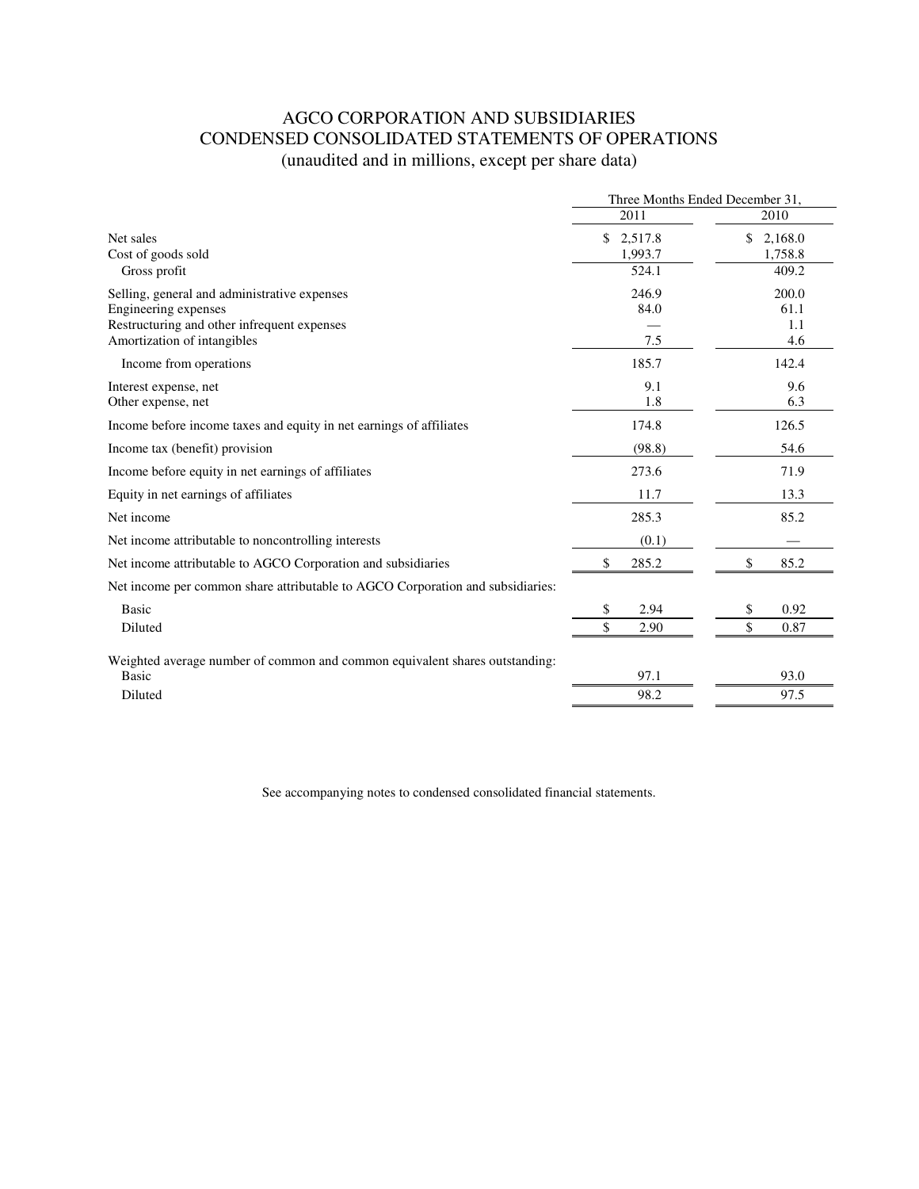# AGCO CORPORATION AND SUBSIDIARIES
## CONDENSED CONSOLIDATED STATEMENTS OF OPERATIONS
(unaudited and in millions, except per share data)

| | Three Months Ended December 31, | |
|---|---|---|
| | 2011 | 2010 |
| Net sales | $ 2,517.8 | $ 2,168.0 |
| Cost of goods sold | 1,993.7 | 1,758.8 |
| Gross profit | 524.1 | 409.2 |
| Selling, general and administrative expenses | 246.9 | 200.0 |
| Engineering expenses | 84.0 | 61.1 |
| Restructuring and other infrequent expenses | — | 1.1 |
| Amortization of intangibles | 7.5 | 4.6 |
| Income from operations | 185.7 | 142.4 |
| Interest expense, net | 9.1 | 9.6 |
| Other expense, net | 1.8 | 6.3 |
| Income before income taxes and equity in net earnings of affiliates | 174.8 | 126.5 |
| Income tax (benefit) provision | (98.8) | 54.6 |
| Income before equity in net earnings of affiliates | 273.6 | 71.9 |
| Equity in net earnings of affiliates | 11.7 | 13.3 |
| Net income | 285.3 | 85.2 |
| Net income attributable to noncontrolling interests | (0.1) | — |
| Net income attributable to AGCO Corporation and subsidiaries | $ 285.2 | $ 85.2 |
| Net income per common share attributable to AGCO Corporation and subsidiaries: | | |
| Basic | $ 2.94 | $ 0.92 |
| Diluted | $ 2.90 | $ 0.87 |
| Weighted average number of common and common equivalent shares outstanding: | | |
| Basic | 97.1 | 93.0 |
| Diluted | 98.2 | 97.5 |

See accompanying notes to condensed consolidated financial statements.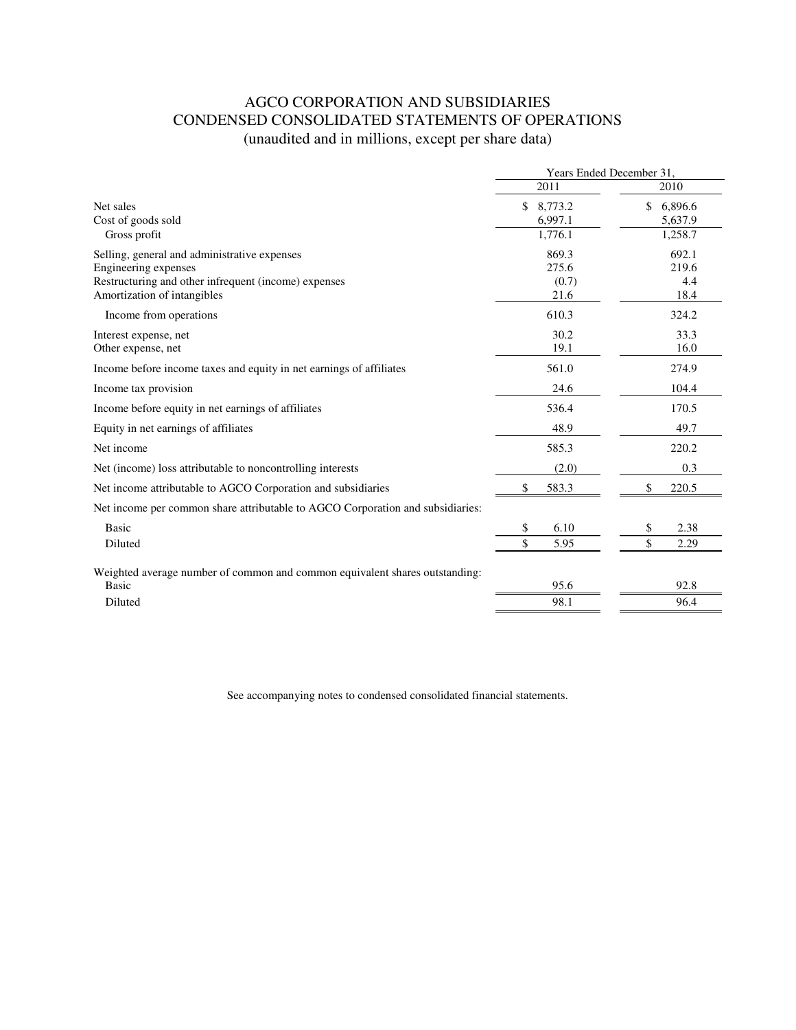# AGCO CORPORATION AND SUBSIDIARIES
## CONDENSED CONSOLIDATED STATEMENTS OF OPERATIONS
(unaudited and in millions, except per share data)

| | Years Ended December 31, | |
|---|---|---|
| | 2011 | 2010 |
| Net sales | $ 8,773.2 | $ 6,896.6 |
| Cost of goods sold | 6,997.1 | 5,637.9 |
| Gross profit | 1,776.1 | 1,258.7 |
| Selling, general and administrative expenses | 869.3 | 692.1 |
| Engineering expenses | 275.6 | 219.6 |
| Restructuring and other infrequent (income) expenses | (0.7) | 4.4 |
| Amortization of intangibles | 21.6 | 18.4 |
| Income from operations | 610.3 | 324.2 |
| Interest expense, net | 30.2 | 33.3 |
| Other expense, net | 19.1 | 16.0 |
| Income before income taxes and equity in net earnings of affiliates | 561.0 | 274.9 |
| Income tax provision | 24.6 | 104.4 |
| Income before equity in net earnings of affiliates | 536.4 | 170.5 |
| Equity in net earnings of affiliates | 48.9 | 49.7 |
| Net income | 585.3 | 220.2 |
| Net (income) loss attributable to noncontrolling interests | (2.0) | 0.3 |
| Net income attributable to AGCO Corporation and subsidiaries | $ 583.3 | $ 220.5 |
| Net income per common share attributable to AGCO Corporation and subsidiaries: | | |
| Basic | $ 6.10 | $ 2.38 |
| Diluted | $ 5.95 | $ 2.29 |
| Weighted average number of common and common equivalent shares outstanding: | | |
| Basic | 95.6 | 92.8 |
| Diluted | 98.1 | 96.4 |

See accompanying notes to condensed consolidated financial statements.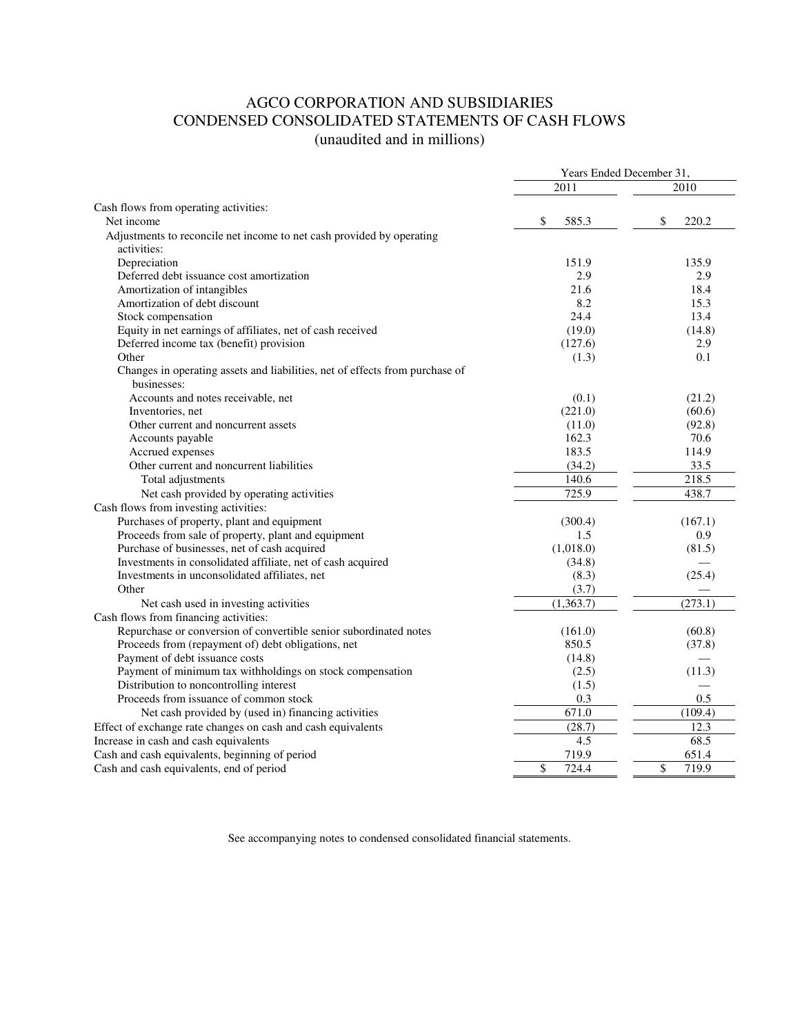# AGCO CORPORATION AND SUBSIDIARIES
## CONDENSED CONSOLIDATED STATEMENTS OF CASH FLOWS
### (unaudited and in millions)

| | Years Ended December 31, | |
|---|---|---|
| | 2011 | 2010 |
| Cash flows from operating activities: | | |
| Net income | $ 585.3 | $ 220.2 |
| Adjustments to reconcile net income to net cash provided by operating activities: | | |
| Depreciation | 151.9 | 135.9 |
| Deferred debt issuance cost amortization | 2.9 | 2.9 |
| Amortization of intangibles | 21.6 | 18.4 |
| Amortization of debt discount | 8.2 | 15.3 |
| Stock compensation | 24.4 | 13.4 |
| Equity in net earnings of affiliates, net of cash received | (19.0) | (14.8) |
| Deferred income tax (benefit) provision | (127.6) | 2.9 |
| Other | (1.3) | 0.1 |
| Changes in operating assets and liabilities, net of effects from purchase of businesses: | | |
| Accounts and notes receivable, net | (0.1) | (21.2) |
| Inventories, net | (221.0) | (60.6) |
| Other current and noncurrent assets | (11.0) | (92.8) |
| Accounts payable | 162.3 | 70.6 |
| Accrued expenses | 183.5 | 114.9 |
| Other current and noncurrent liabilities | (34.2) | 33.5 |
| Total adjustments | 140.6 | 218.5 |
| Net cash provided by operating activities | 725.9 | 438.7 |
| Cash flows from investing activities: | | |
| Purchases of property, plant and equipment | (300.4) | (167.1) |
| Proceeds from sale of property, plant and equipment | 1.5 | 0.9 |
| Purchase of businesses, net of cash acquired | (1,018.0) | (81.5) |
| Investments in consolidated affiliate, net of cash acquired | (34.8) | — |
| Investments in unconsolidated affiliates, net | (8.3) | (25.4) |
| Other | (3.7) | — |
| Net cash used in investing activities | (1,363.7) | (273.1) |
| Cash flows from financing activities: | | |
| Repurchase or conversion of convertible senior subordinated notes | (161.0) | (60.8) |
| Proceeds from (repayment of) debt obligations, net | 850.5 | (37.8) |
| Payment of debt issuance costs | (14.8) | — |
| Payment of minimum tax withholdings on stock compensation | (2.5) | (11.3) |
| Distribution to noncontrolling interest | (1.5) | — |
| Proceeds from issuance of common stock | 0.3 | 0.5 |
| Net cash provided by (used in) financing activities | 671.0 | (109.4) |
| Effect of exchange rate changes on cash and cash equivalents | (28.7) | 12.3 |
| Increase in cash and cash equivalents | 4.5 | 68.5 |
| Cash and cash equivalents, beginning of period | 719.9 | 651.4 |
| Cash and cash equivalents, end of period | $ 724.4 | $ 719.9 |

See accompanying notes to condensed consolidated financial statements.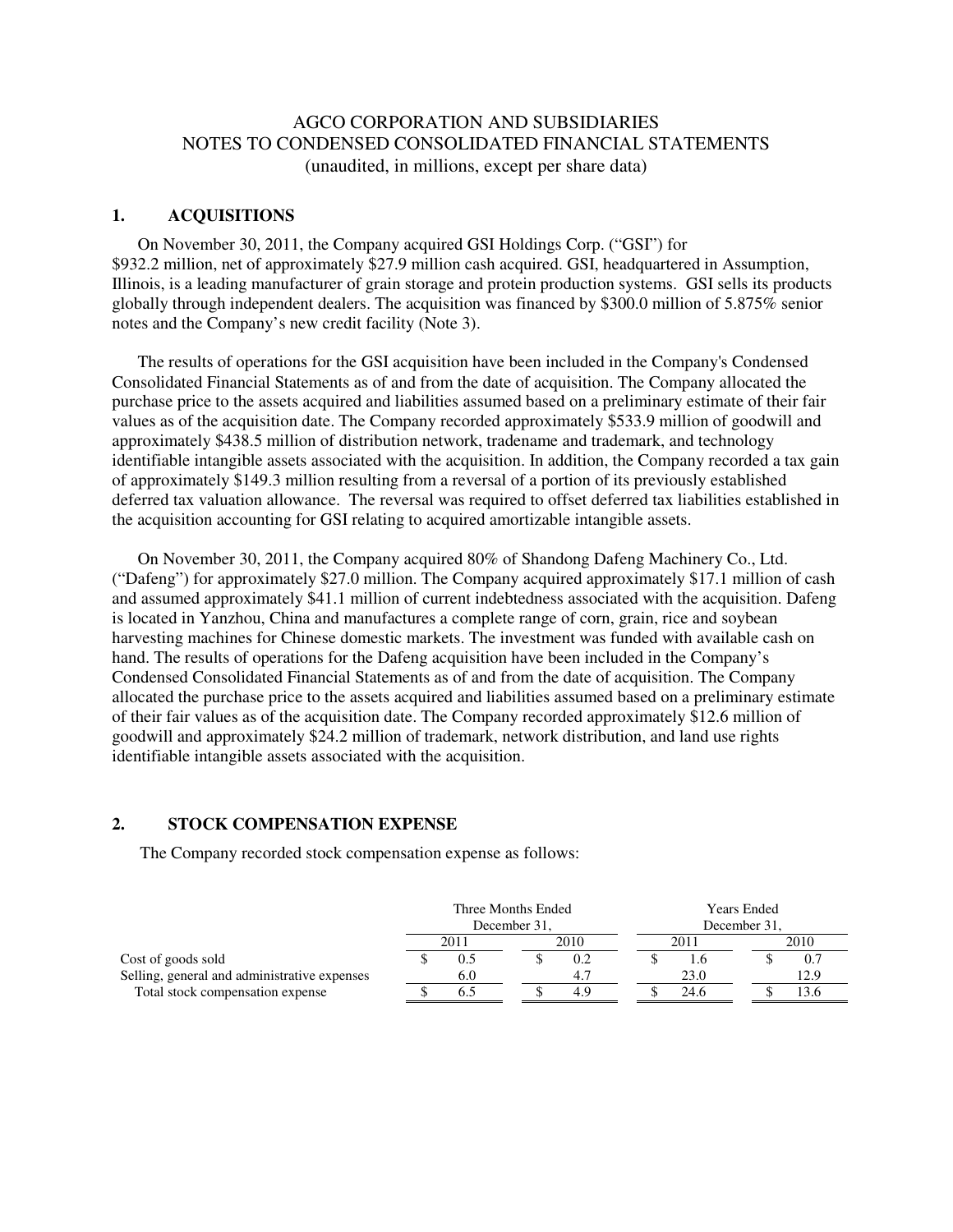# AGCO CORPORATION AND SUBSIDIARIES
## NOTES TO CONDENSED CONSOLIDATED FINANCIAL STATEMENTS
(unaudited, in millions, except per share data)

### 1. ACQUISITIONS

On November 30, 2011, the Company acquired GSI Holdings Corp. ("GSI") for $932.2 million, net of approximately $27.9 million cash acquired. GSI, headquartered in Assumption, Illinois, is a leading manufacturer of grain storage and protein production systems. GSI sells its products globally through independent dealers. The acquisition was financed by $300.0 million of 5.875% senior notes and the Company's new credit facility (Note 3).

The results of operations for the GSI acquisition have been included in the Company's Condensed Consolidated Financial Statements as of and from the date of acquisition. The Company allocated the purchase price to the assets acquired and liabilities assumed based on a preliminary estimate of their fair values as of the acquisition date. The Company recorded approximately $533.9 million of goodwill and approximately $438.5 million of distribution network, tradename and trademark, and technology identifiable intangible assets associated with the acquisition. In addition, the Company recorded a tax gain of approximately $149.3 million resulting from a reversal of a portion of its previously established deferred tax valuation allowance. The reversal was required to offset deferred tax liabilities established in the acquisition accounting for GSI relating to acquired amortizable intangible assets.

On November 30, 2011, the Company acquired 80% of Shandong Dafeng Machinery Co., Ltd. ("Dafeng") for approximately $27.0 million. The Company acquired approximately $17.1 million of cash and assumed approximately $41.1 million of current indebtedness associated with the acquisition. Dafeng is located in Yanzhou, China and manufactures a complete range of corn, grain, rice and soybean harvesting machines for Chinese domestic markets. The investment was funded with available cash on hand. The results of operations for the Dafeng acquisition have been included in the Company's Condensed Consolidated Financial Statements as of and from the date of acquisition. The Company allocated the purchase price to the assets acquired and liabilities assumed based on a preliminary estimate of their fair values as of the acquisition date. The Company recorded approximately $12.6 million of goodwill and approximately $24.2 million of trademark, network distribution, and land use rights identifiable intangible assets associated with the acquisition.

### 2. STOCK COMPENSATION EXPENSE

The Company recorded stock compensation expense as follows:

| | Three Months Ended December 31, | | Years Ended December 31, | |
|---|---|---|---|---|
| | 2011 | 2010 | 2011 | 2010 |
| Cost of goods sold | $ 0.5 | $ 0.2 | $ 1.6 | $ 0.7 |
| Selling, general and administrative expenses | 6.0 | 4.7 | 23.0 | 12.9 |
| Total stock compensation expense | $ 6.5 | $ 4.9 | $ 24.6 | $ 13.6 |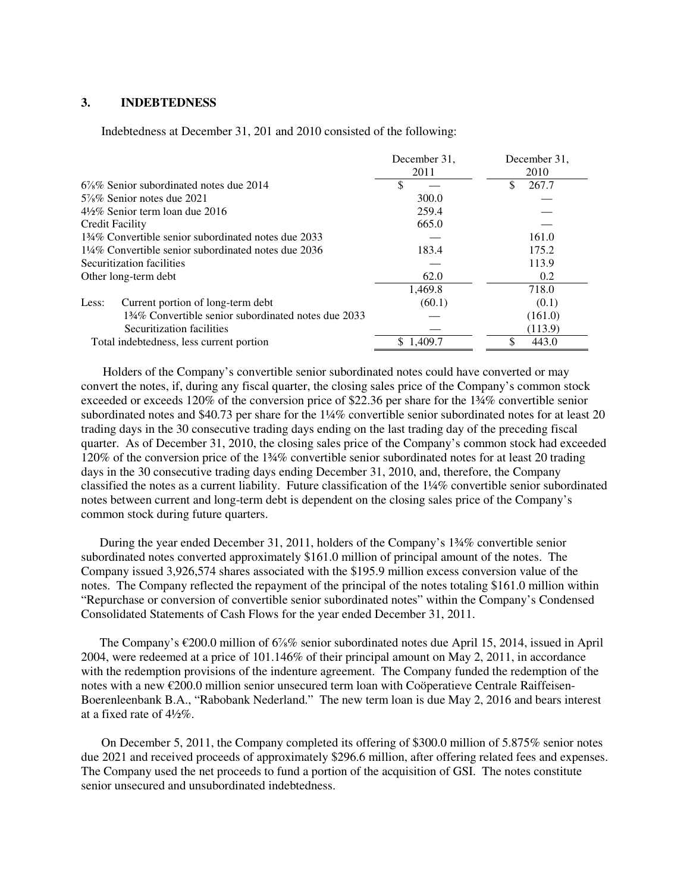## 3. INDEBTEDNESS

Indebtedness at December 31, 201 and 2010 consisted of the following:

| | December 31, 2011 | December 31, 2010 |
|---|---|---|
| 6⅞% Senior subordinated notes due 2014 | $ — | $ 267.7 |
| 5⅞% Senior notes due 2021 | 300.0 | — |
| 4½% Senior term loan due 2016 | 259.4 | — |
| Credit Facility | 665.0 | — |
| 1¾% Convertible senior subordinated notes due 2033 | — | 161.0 |
| 1¼% Convertible senior subordinated notes due 2036 | 183.4 | 175.2 |
| Securitization facilities | — | 113.9 |
| Other long-term debt | 62.0 | 0.2 |
| | 1,469.8 | 718.0 |
| Less: Current portion of long-term debt | (60.1) | (0.1) |
| 1¾% Convertible senior subordinated notes due 2033 | — | (161.0) |
| Securitization facilities | — | (113.9) |
| Total indebtedness, less current portion | $ 1,409.7 | $ 443.0 |

Holders of the Company's convertible senior subordinated notes could have converted or may convert the notes, if, during any fiscal quarter, the closing sales price of the Company's common stock exceeded or exceeds 120% of the conversion price of $22.36 per share for the 1¾% convertible senior subordinated notes and $40.73 per share for the 1¼% convertible senior subordinated notes for at least 20 trading days in the 30 consecutive trading days ending on the last trading day of the preceding fiscal quarter. As of December 31, 2010, the closing sales price of the Company's common stock had exceeded 120% of the conversion price of the 1¾% convertible senior subordinated notes for at least 20 trading days in the 30 consecutive trading days ending December 31, 2010, and, therefore, the Company classified the notes as a current liability. Future classification of the 1¼% convertible senior subordinated notes between current and long-term debt is dependent on the closing sales price of the Company's common stock during future quarters.

During the year ended December 31, 2011, holders of the Company's 1¾% convertible senior subordinated notes converted approximately $161.0 million of principal amount of the notes. The Company issued 3,926,574 shares associated with the $195.9 million excess conversion value of the notes. The Company reflected the repayment of the principal of the notes totaling $161.0 million within "Repurchase or conversion of convertible senior subordinated notes" within the Company's Condensed Consolidated Statements of Cash Flows for the year ended December 31, 2011.

The Company's €200.0 million of 6⅞% senior subordinated notes due April 15, 2014, issued in April 2004, were redeemed at a price of 101.146% of their principal amount on May 2, 2011, in accordance with the redemption provisions of the indenture agreement. The Company funded the redemption of the notes with a new €200.0 million senior unsecured term loan with Coöperatieve Centrale Raiffeisen-Boerenleenbank B.A., "Rabobank Nederland." The new term loan is due May 2, 2016 and bears interest at a fixed rate of 4½%.

On December 5, 2011, the Company completed its offering of $300.0 million of 5.875% senior notes due 2021 and received proceeds of approximately $296.6 million, after offering related fees and expenses. The Company used the net proceeds to fund a portion of the acquisition of GSI. The notes constitute senior unsecured and unsubordinated indebtedness.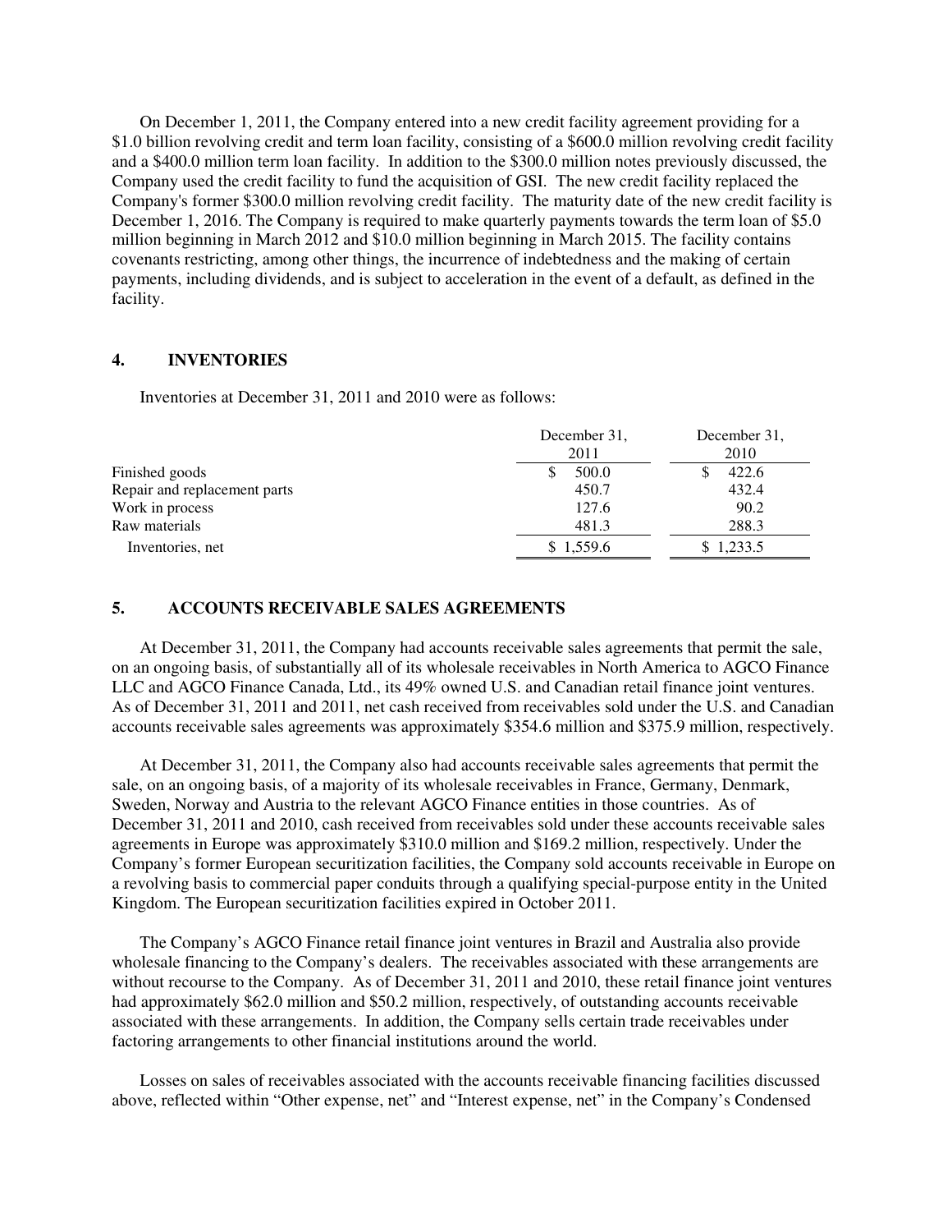On December 1, 2011, the Company entered into a new credit facility agreement providing for a $1.0 billion revolving credit and term loan facility, consisting of a $600.0 million revolving credit facility and a $400.0 million term loan facility. In addition to the $300.0 million notes previously discussed, the Company used the credit facility to fund the acquisition of GSI. The new credit facility replaced the Company's former $300.0 million revolving credit facility. The maturity date of the new credit facility is December 1, 2016. The Company is required to make quarterly payments towards the term loan of $5.0 million beginning in March 2012 and $10.0 million beginning in March 2015. The facility contains covenants restricting, among other things, the incurrence of indebtedness and the making of certain payments, including dividends, and is subject to acceleration in the event of a default, as defined in the facility.

## 4. INVENTORIES

Inventories at December 31, 2011 and 2010 were as follows:

| | December 31, 2011 | December 31, 2010 |
|---|---|---|
| Finished goods | $ 500.0 | $ 422.6 |
| Repair and replacement parts | 450.7 | 432.4 |
| Work in process | 127.6 | 90.2 |
| Raw materials | 481.3 | 288.3 |
| Inventories, net | $ 1,559.6 | $ 1,233.5 |

## 5. ACCOUNTS RECEIVABLE SALES AGREEMENTS

At December 31, 2011, the Company had accounts receivable sales agreements that permit the sale, on an ongoing basis, of substantially all of its wholesale receivables in North America to AGCO Finance LLC and AGCO Finance Canada, Ltd., its 49% owned U.S. and Canadian retail finance joint ventures. As of December 31, 2011 and 2011, net cash received from receivables sold under the U.S. and Canadian accounts receivable sales agreements was approximately $354.6 million and $375.9 million, respectively.

At December 31, 2011, the Company also had accounts receivable sales agreements that permit the sale, on an ongoing basis, of a majority of its wholesale receivables in France, Germany, Denmark, Sweden, Norway and Austria to the relevant AGCO Finance entities in those countries. As of December 31, 2011 and 2010, cash received from receivables sold under these accounts receivable sales agreements in Europe was approximately $310.0 million and $169.2 million, respectively. Under the Company's former European securitization facilities, the Company sold accounts receivable in Europe on a revolving basis to commercial paper conduits through a qualifying special-purpose entity in the United Kingdom. The European securitization facilities expired in October 2011.

The Company's AGCO Finance retail finance joint ventures in Brazil and Australia also provide wholesale financing to the Company's dealers. The receivables associated with these arrangements are without recourse to the Company. As of December 31, 2011 and 2010, these retail finance joint ventures had approximately $62.0 million and $50.2 million, respectively, of outstanding accounts receivable associated with these arrangements. In addition, the Company sells certain trade receivables under factoring arrangements to other financial institutions around the world.

Losses on sales of receivables associated with the accounts receivable financing facilities discussed above, reflected within "Other expense, net" and "Interest expense, net" in the Company's Condensed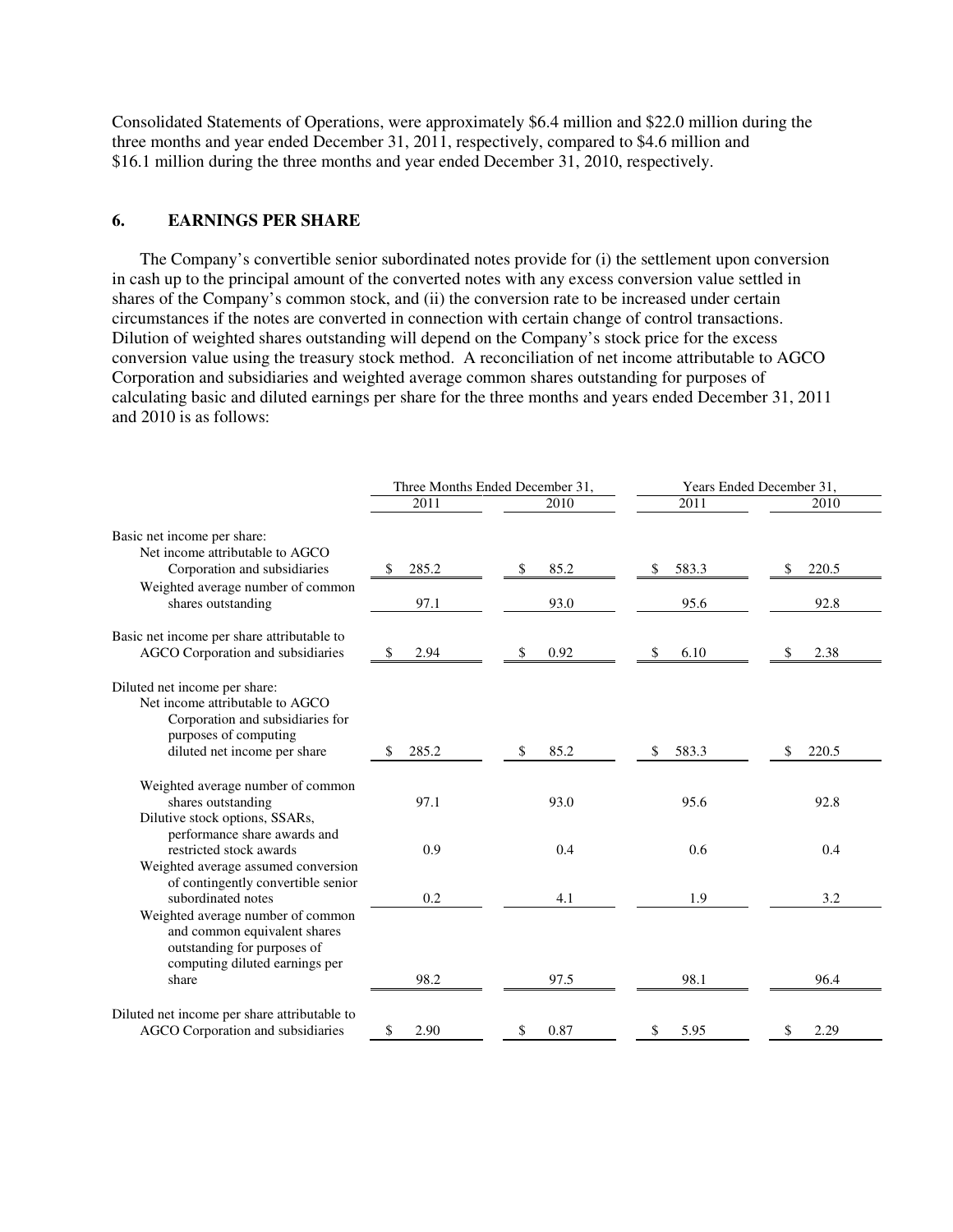Consolidated Statements of Operations, were approximately $6.4 million and $22.0 million during the three months and year ended December 31, 2011, respectively, compared to $4.6 million and $16.1 million during the three months and year ended December 31, 2010, respectively.

## 6. EARNINGS PER SHARE

The Company's convertible senior subordinated notes provide for (i) the settlement upon conversion in cash up to the principal amount of the converted notes with any excess conversion value settled in shares of the Company's common stock, and (ii) the conversion rate to be increased under certain circumstances if the notes are converted in connection with certain change of control transactions. Dilution of weighted shares outstanding will depend on the Company's stock price for the excess conversion value using the treasury stock method. A reconciliation of net income attributable to AGCO Corporation and subsidiaries and weighted average common shares outstanding for purposes of calculating basic and diluted earnings per share for the three months and years ended December 31, 2011 and 2010 is as follows:

| | Three Months Ended December 31, | | Years Ended December 31, | |
|---|---|---|---|---|
| | 2011 | 2010 | 2011 | 2010 |
| Basic net income per share: | | | | |
| Net income attributable to AGCO Corporation and subsidiaries | $ 285.2 | $ 85.2 | $ 583.3 | $ 220.5 |
| Weighted average number of common shares outstanding | 97.1 | 93.0 | 95.6 | 92.8 |
| Basic net income per share attributable to AGCO Corporation and subsidiaries | $ 2.94 | $ 0.92 | $ 6.10 | $ 2.38 |
| Diluted net income per share: | | | | |
| Net income attributable to AGCO Corporation and subsidiaries for purposes of computing diluted net income per share | $ 285.2 | $ 85.2 | $ 583.3 | $ 220.5 |
| Weighted average number of common shares outstanding | 97.1 | 93.0 | 95.6 | 92.8 |
| Dilutive stock options, SSARs, performance share awards and restricted stock awards | 0.9 | 0.4 | 0.6 | 0.4 |
| Weighted average assumed conversion of contingently convertible senior subordinated notes | 0.2 | 4.1 | 1.9 | 3.2 |
| Weighted average number of common and common equivalent shares outstanding for purposes of computing diluted earnings per share | 98.2 | 97.5 | 98.1 | 96.4 |
| Diluted net income per share attributable to AGCO Corporation and subsidiaries | $ 2.90 | $ 0.87 | $ 5.95 | $ 2.29 |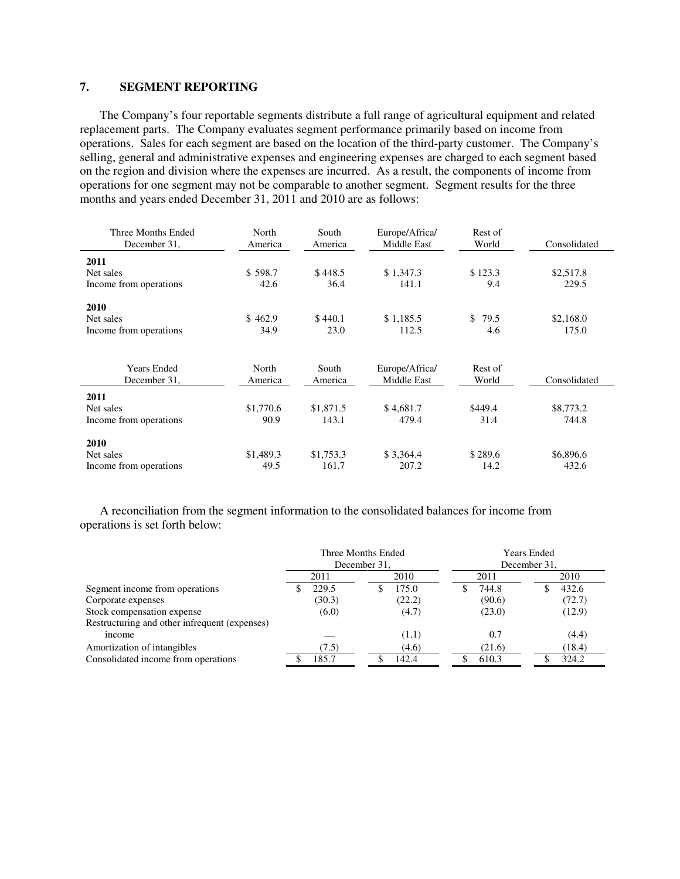## 7. SEGMENT REPORTING

The Company's four reportable segments distribute a full range of agricultural equipment and related replacement parts. The Company evaluates segment performance primarily based on income from operations. Sales for each segment are based on the location of the third-party customer. The Company's selling, general and administrative expenses and engineering expenses are charged to each segment based on the region and division where the expenses are incurred. As a result, the components of income from operations for one segment may not be comparable to another segment. Segment results for the three months and years ended December 31, 2011 and 2010 are as follows:

| Three Months Ended December 31, | North America | South America | Europe/Africa/ Middle East | Rest of World | Consolidated |
|---|---|---|---|---|---|
| **2011** | | | | | |
| Net sales | $ 598.7 | $ 448.5 | $ 1,347.3 | $ 123.3 | $2,517.8 |
| Income from operations | 42.6 | 36.4 | 141.1 | 9.4 | 229.5 |
| **2010** | | | | | |
| Net sales | $ 462.9 | $ 440.1 | $ 1,185.5 | $ 79.5 | $2,168.0 |
| Income from operations | 34.9 | 23.0 | 112.5 | 4.6 | 175.0 |

| Years Ended December 31, | North America | South America | Europe/Africa/ Middle East | Rest of World | Consolidated |
|---|---|---|---|---|---|
| **2011** | | | | | |
| Net sales | $1,770.6 | $1,871.5 | $ 4,681.7 | $449.4 | $8,773.2 |
| Income from operations | 90.9 | 143.1 | 479.4 | 31.4 | 744.8 |
| **2010** | | | | | |
| Net sales | $1,489.3 | $1,753.3 | $ 3,364.4 | $ 289.6 | $6,896.6 |
| Income from operations | 49.5 | 161.7 | 207.2 | 14.2 | 432.6 |

A reconciliation from the segment information to the consolidated balances for income from operations is set forth below:

| | Three Months Ended December 31, | | Years Ended December 31, | |
|---|---|---|---|---|
| | 2011 | 2010 | 2011 | 2010 |
| Segment income from operations | $ 229.5 | $ 175.0 | $ 744.8 | $ 432.6 |
| Corporate expenses | (30.3) | (22.2) | (90.6) | (72.7) |
| Stock compensation expense | (6.0) | (4.7) | (23.0) | (12.9) |
| Restructuring and other infrequent (expenses) income | — | (1.1) | 0.7 | (4.4) |
| Amortization of intangibles | (7.5) | (4.6) | (21.6) | (18.4) |
| Consolidated income from operations | $ 185.7 | $ 142.4 | $ 610.3 | $ 324.2 |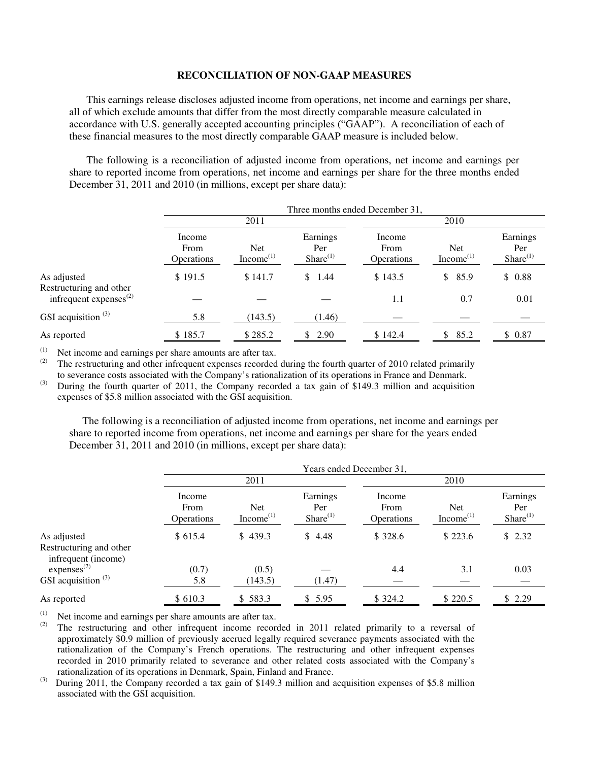## RECONCILIATION OF NON-GAAP MEASURES

This earnings release discloses adjusted income from operations, net income and earnings per share, all of which exclude amounts that differ from the most directly comparable measure calculated in accordance with U.S. generally accepted accounting principles ("GAAP"). A reconciliation of each of these financial measures to the most directly comparable GAAP measure is included below.

The following is a reconciliation of adjusted income from operations, net income and earnings per share to reported income from operations, net income and earnings per share for the three months ended December 31, 2011 and 2010 (in millions, except per share data):

| | Three months ended December 31, | | | | | |
|---|---|---|---|---|---|---|
| | 2011 | | | 2010 | | |
| | Income From Operations | Net Income[1] | Earnings Per Share[1] | Income From Operations | Net Income[1] | Earnings Per Share[1] |
| As adjusted | $ 191.5 | $ 141.7 | $ 1.44 | $ 143.5 | $ 85.9 | $ 0.88 |
| Restructuring and other infrequent expenses[2] | — | — | — | 1.1 | 0.7 | 0.01 |
| GSI acquisition [3] | 5.8 | (143.5) | (1.46) | — | — | — |
| As reported | $ 185.7 | $ 285.2 | $ 2.90 | $ 142.4 | $ 85.2 | $ 0.87 |

(1) Net income and earnings per share amounts are after tax.
(2) The restructuring and other infrequent expenses recorded during the fourth quarter of 2010 related primarily to severance costs associated with the Company's rationalization of its operations in France and Denmark.
(3) During the fourth quarter of 2011, the Company recorded a tax gain of $149.3 million and acquisition expenses of $5.8 million associated with the GSI acquisition.

The following is a reconciliation of adjusted income from operations, net income and earnings per share to reported income from operations, net income and earnings per share for the years ended December 31, 2011 and 2010 (in millions, except per share data):

| | Years ended December 31, | | | | | |
|---|---|---|---|---|---|---|
| | 2011 | | | 2010 | | |
| | Income From Operations | Net Income[1] | Earnings Per Share[1] | Income From Operations | Net Income[1] | Earnings Per Share[1] |
| As adjusted | $ 615.4 | $ 439.3 | $ 4.48 | $ 328.6 | $ 223.6 | $ 2.32 |
| Restructuring and other infrequent (income) expenses[2] | (0.7) | (0.5) | — | 4.4 | 3.1 | 0.03 |
| GSI acquisition [3] | 5.8 | (143.5) | (1.47) | — | — | — |
| As reported | $ 610.3 | $ 583.3 | $ 5.95 | $ 324.2 | $ 220.5 | $ 2.29 |

(1) Net income and earnings per share amounts are after tax.
(2) The restructuring and other infrequent income recorded in 2011 related primarily to a reversal of approximately $0.9 million of previously accrued legally required severance payments associated with the rationalization of the Company's French operations. The restructuring and other infrequent expenses recorded in 2010 primarily related to severance and other related costs associated with the Company's rationalization of its operations in Denmark, Spain, Finland and France.
(3) During 2011, the Company recorded a tax gain of $149.3 million and acquisition expenses of $5.8 million associated with the GSI acquisition.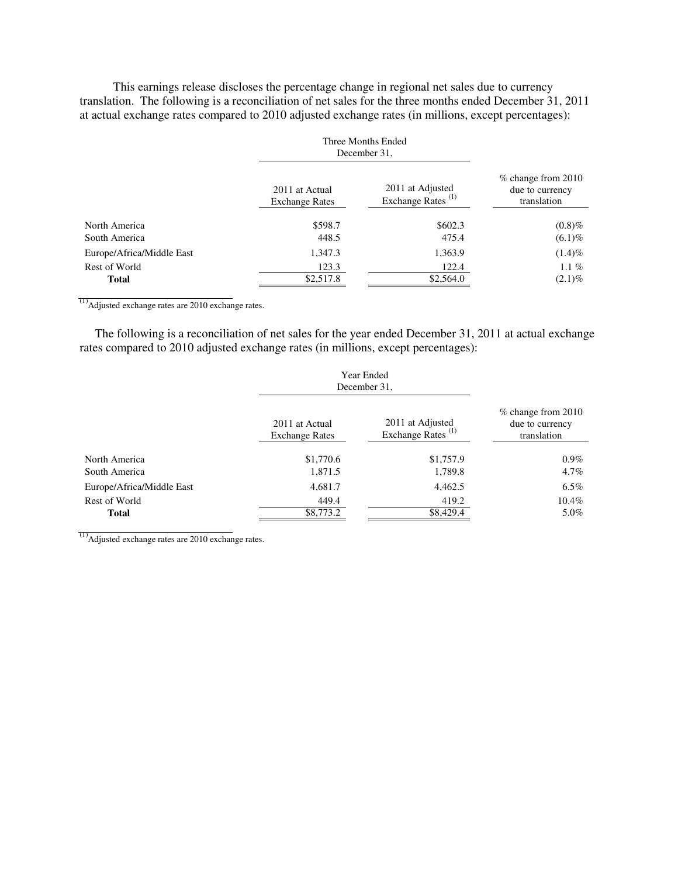This earnings release discloses the percentage change in regional net sales due to currency translation. The following is a reconciliation of net sales for the three months ended December 31, 2011 at actual exchange rates compared to 2010 adjusted exchange rates (in millions, except percentages):

| | Three Months Ended December 31, | | |
| --- | --- | --- | --- |
| | 2011 at Actual Exchange Rates | 2011 at Adjusted Exchange Rates [(1)] | % change from 2010 due to currency translation |
| North America | $598.7 | $602.3 | (0.8)% |
| South America | 448.5 | 475.4 | (6.1)% |
| Europe/Africa/Middle East | 1,347.3 | 1,363.9 | (1.4)% |
| Rest of World | 123.3 | 122.4 | 1.1 % |
| **Total** | $2,517.8 | $2,564.0 | (2.1)% |

[(1)] Adjusted exchange rates are 2010 exchange rates.

The following is a reconciliation of net sales for the year ended December 31, 2011 at actual exchange rates compared to 2010 adjusted exchange rates (in millions, except percentages):

| | Year Ended December 31, | | |
| --- | --- | --- | --- |
| | 2011 at Actual Exchange Rates | 2011 at Adjusted Exchange Rates [(1)] | % change from 2010 due to currency translation |
| North America | $1,770.6 | $1,757.9 | 0.9% |
| South America | 1,871.5 | 1,789.8 | 4.7% |
| Europe/Africa/Middle East | 4,681.7 | 4,462.5 | 6.5% |
| Rest of World | 449.4 | 419.2 | 10.4% |
| **Total** | $8,773.2 | $8,429.4 | 5.0% |

[(1)] Adjusted exchange rates are 2010 exchange rates.